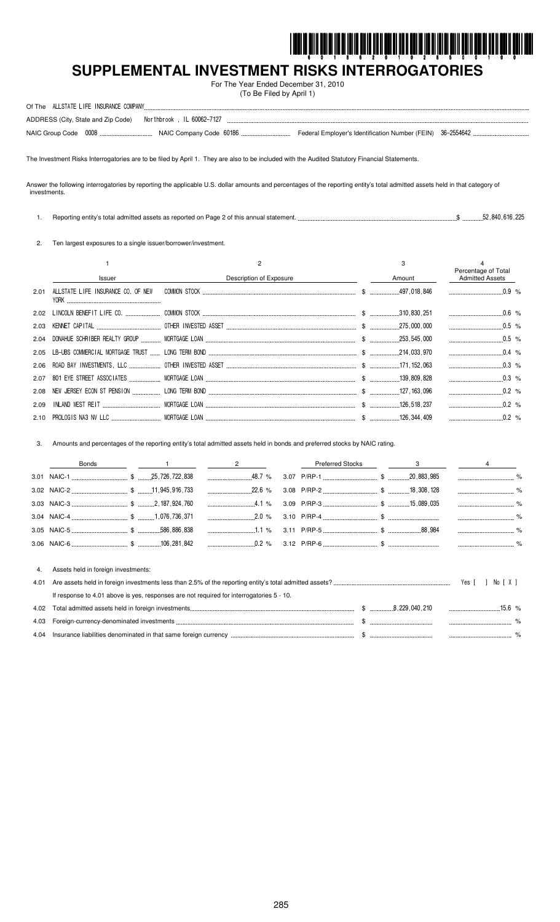# SUPPLEMENTAL INVESTMENT RISKS INTERROGATORIES

For The Year Ended December 31, 2010
(To Be Filed by April 1)

Of The ALLSTATE LIFE INSURANCE COMPANY

ADDRESS (City, State and Zip Code) Northbrook , IL 60062-7127

NAIC Group Code 0008 NAIC Company Code 60186 Federal Employer's Identification Number (FEIN) 36-2554642

The Investment Risks Interrogatories are to be filed by April 1. They are also to be included with the Audited Statutory Financial Statements.

Answer the following interrogatories by reporting the applicable U.S. dollar amounts and percentages of the reporting entity's total admitted assets held in that category of investments.

1. Reporting entity's total admitted assets as reported on Page 2 of this annual statement. $ 52,840,616,225

2. Ten largest exposures to a single issuer/borrower/investment.

| | 1<br>Issuer | 2<br>Description of Exposure | 3<br>Amount | 4<br>Percentage of Total Admitted Assets |
|---|---|---|---|---|
| 2.01 | ALLSTATE LIFE INSURANCE CO. OF NEW YORK | COMMON STOCK | $ 497,018,846 | 0.9 % |
| 2.02 | LINCOLN BENEFIT LIFE CO. | COMMON STOCK | $ 310,830,251 | 0.6 % |
| 2.03 | KENNET CAPITAL | OTHER INVESTED ASSET | $ 275,000,000 | 0.5 % |
| 2.04 | DONAHUE SCHRIBER REALTY GROUP | MORTGAGE LOAN | $ 253,545,000 | 0.5 % |
| 2.05 | LB-UBS COMMERCIAL MORTGAGE TRUST | LONG TERM BOND | $ 214,033,970 | 0.4 % |
| 2.06 | ROAD BAY INVESTMENTS, LLC | OTHER INVESTED ASSET | $ 171,152,063 | 0.3 % |
| 2.07 | 801 EYE STREET ASSOCIATES | MORTGAGE LOAN | $ 139,809,828 | 0.3 % |
| 2.08 | NEW JERSEY ECON ST PENSION | LONG TERM BOND | $ 127,163,096 | 0.2 % |
| 2.09 | INLAND WEST REIT | MORTGAGE LOAN | $ 126,518,237 | 0.2 % |
| 2.10 | PROLOGIS NA3 NV LLC | MORTGAGE LOAN | $ 126,344,409 | 0.2 % |

3. Amounts and percentages of the reporting entity's total admitted assets held in bonds and preferred stocks by NAIC rating.

| Bonds | 1 | 2 | Preferred Stocks | 3 | 4 |
|---|---|---|---|---|---|
| 3.01 NAIC-1 | $ 25,726,722,838 | 48.7 % | 3.07 P/RP-1 | $ 20,883,985 | % |
| 3.02 NAIC-2 | $ 11,945,916,733 | 22.6 % | 3.08 P/RP-2 | $ 18,308,128 | % |
| 3.03 NAIC-3 | $ 2,187,924,760 | 4.1 % | 3.09 P/RP-3 | $ 15,089,035 | % |
| 3.04 NAIC-4 | $ 1,076,736,371 | 2.0 % | 3.10 P/RP-4 | $ | % |
| 3.05 NAIC-5 | $ 586,886,838 | 1.1 % | 3.11 P/RP-5 | $ 88,984 | % |
| 3.06 NAIC-6 | $ 106,281,842 | 0.2 % | 3.12 P/RP-6 | $ | % |

4. Assets held in foreign investments:

4.01 Are assets held in foreign investments less than 2.5% of the reporting entity's total admitted assets? Yes [ ] No [ X ]

If response to 4.01 above is yes, responses are not required for interrogatories 5 - 10.

| | | | |
|---|---|---|---|
| 4.02 | Total admitted assets held in foreign investments | $ 8,229,040,210 | 15.6 % |
| 4.03 | Foreign-currency-denominated investments | $ | % |
| 4.04 | Insurance liabilities denominated in that same foreign currency | $ | % |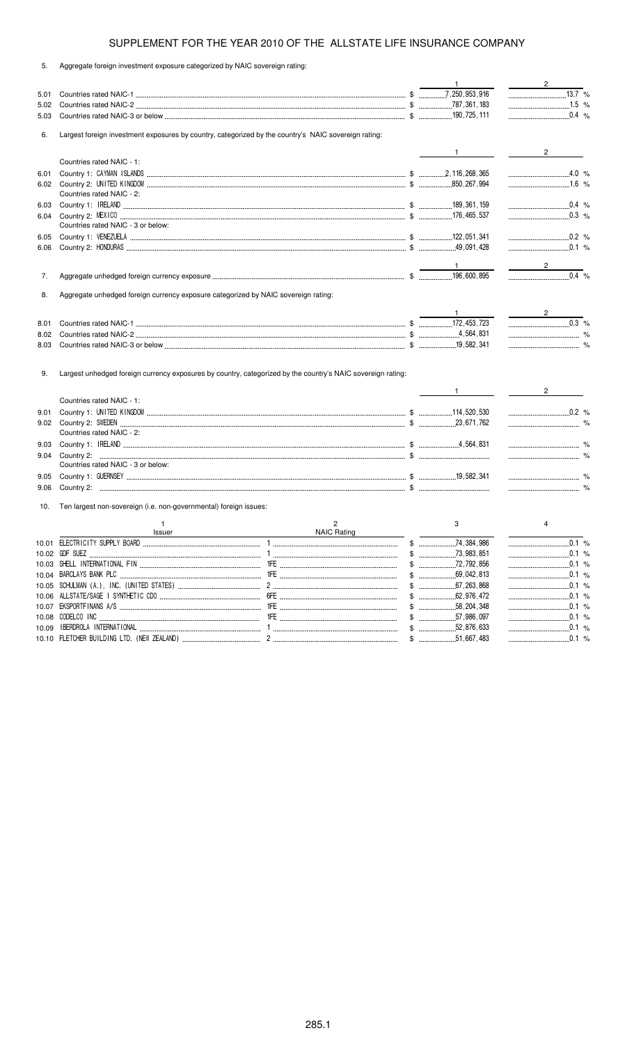# SUPPLEMENT FOR THE YEAR 2010 OF THE ALLSTATE LIFE INSURANCE COMPANY

5. Aggregate foreign investment exposure categorized by NAIC sovereign rating:

| | | 1 | 2 |
|---|---|---|---|
| 5.01 | Countries rated NAIC-1 | $ 7,250,953,916 | 13.7 % |
| 5.02 | Countries rated NAIC-2 | $ 787,361,183 | 1.5 % |
| 5.03 | Countries rated NAIC-3 or below | $ 190,725,111 | 0.4 % |

6. Largest foreign investment exposures by country, categorized by the country's NAIC sovereign rating:

| | | 1 | 2 |
|---|---|---|---|
| | Countries rated NAIC - 1: | | |
| 6.01 | Country 1: CAYMAN ISLANDS | $ 2,116,268,365 | 4.0 % |
| 6.02 | Country 2: UNITED KINGDOM | $ 850,267,994 | 1.6 % |
| | Countries rated NAIC - 2: | | |
| 6.03 | Country 1: IRELAND | $ 189,361,159 | 0.4 % |
| 6.04 | Country 2: MEXICO | $ 176,465,537 | 0.3 % |
| | Countries rated NAIC - 3 or below: | | |
| 6.05 | Country 1: VENEZUELA | $ 122,051,341 | 0.2 % |
| 6.06 | Country 2: HONDURAS | $ 49,091,428 | 0.1 % |

| | | 1 | 2 |
|---|---|---|---|
| 7. | Aggregate unhedged foreign currency exposure | $ 196,600,895 | 0.4 % |

8. Aggregate unhedged foreign currency exposure categorized by NAIC sovereign rating:

| | | 1 | 2 |
|---|---|---|---|
| 8.01 | Countries rated NAIC-1 | $ 172,453,723 | 0.3 % |
| 8.02 | Countries rated NAIC-2 | $ 4,564,831 | % |
| 8.03 | Countries rated NAIC-3 or below | $ 19,582,341 | % |

9. Largest unhedged foreign currency exposures by country, categorized by the country's NAIC sovereign rating:

| | | 1 | 2 |
|---|---|---|---|
| | Countries rated NAIC - 1: | | |
| 9.01 | Country 1: UNITED KINGDOM | $ 114,520,530 | 0.2 % |
| 9.02 | Country 2: SWEDEN | $ 23,671,762 | % |
| | Countries rated NAIC - 2: | | |
| 9.03 | Country 1: IRELAND | $ 4,564,831 | % |
| 9.04 | Country 2: | $ | % |
| | Countries rated NAIC - 3 or below: | | |
| 9.05 | Country 1: GUERNSEY | $ 19,582,341 | % |
| 9.06 | Country 2: | $ | % |

10. Ten largest non-sovereign (i.e. non-governmental) foreign issues:

| | 1<br>Issuer | 2<br>NAIC Rating | 3 | 4 |
|---|---|---|---|---|
| 10.01 | ELECTRICITY SUPPLY BOARD | 1 | $ 74,384,986 | 0.1 % |
| 10.02 | GDF SUEZ | 1 | $ 73,983,851 | 0.1 % |
| 10.03 | SHELL INTERNATIONAL FIN | 1FE | $ 72,792,856 | 0.1 % |
| 10.04 | BARCLAYS BANK PLC | 1FE | $ 69,042,813 | 0.1 % |
| 10.05 | SCHULMAN (A.), INC. (UNITED STATES) | 2 | $ 67,263,868 | 0.1 % |
| 10.06 | ALLSTATE/SAGE I SYNTHETIC CDO | 6FE | $ 62,976,472 | 0.1 % |
| 10.07 | EKSPORTFINANS A/S | 1FE | $ 58,204,348 | 0.1 % |
| 10.08 | CODELCO INC | 1FE | $ 57,986,097 | 0.1 % |
| 10.09 | IBERDROLA INTERNATIONAL | 1 | $ 52,876,633 | 0.1 % |
| 10.10 | FLETCHER BUILDING LTD. (NEW ZEALAND) | 2 | $ 51,667,483 | 0.1 % |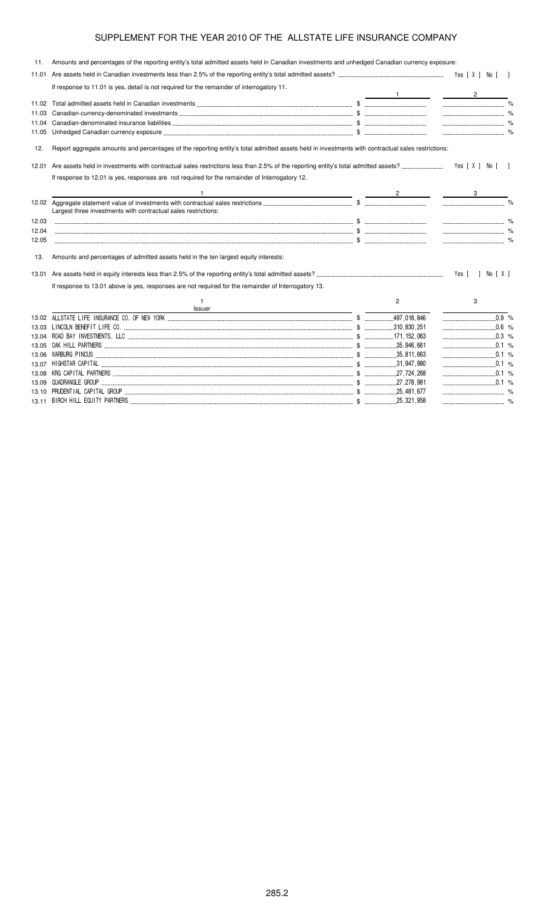# SUPPLEMENT FOR THE YEAR 2010 OF THE ALLSTATE LIFE INSURANCE COMPANY

11. Amounts and percentages of the reporting entity's total admitted assets held in Canadian investments and unhedged Canadian currency exposure:

11.01 Are assets held in Canadian investments less than 2.5% of the reporting entity's total admitted assets? Yes [ X ] No [ ]

If response to 11.01 is yes, detail is not required for the remainder of interrogatory 11.

| | | 1 | 2 |
|---|---|---|---|
| 11.02 | Total admitted assets held in Canadian investments | $ | % |
| 11.03 | Canadian-currency-denominated investments | $ | % |
| 11.04 | Canadian-denominated insurance liabilities | $ | % |
| 11.05 | Unhedged Canadian currency exposure | $ | % |

12. Report aggregate amounts and percentages of the reporting entity's total admitted assets held in investments with contractual sales restrictions:

12.01 Are assets held in investments with contractual sales restrictions less than 2.5% of the reporting entity's total admitted assets? Yes [ X ] No [ ]

If response to 12.01 is yes, responses are not required for the remainder of Interrogatory 12.

| | 1 | 2 | 3 |
|---|---|---|---|
| 12.02 | Aggregate statement value of investments with contractual sales restrictions | $ | % |
| | Largest three investments with contractual sales restrictions: | | |
| 12.03 | | $ | % |
| 12.04 | | $ | % |
| 12.05 | | $ | % |

13. Amounts and percentages of admitted assets held in the ten largest equity interests:

13.01 Are assets held in equity interests less than 2.5% of the reporting entity's total admitted assets? Yes [ ] No [ X ]

If response to 13.01 above is yes, responses are not required for the remainder of Interrogatory 13.

| | 1<br>Issuer | 2 | 3 |
|---|---|---|---|
| 13.02 | ALLSTATE LIFE INSURANCE CO. OF NEW YORK | $ 497,018,846 | 0.9 % |
| 13.03 | LINCOLN BENEFIT LIFE CO. | $ 310,830,251 | 0.6 % |
| 13.04 | ROAD BAY INVESTMENTS, LLC | $ 171,152,063 | 0.3 % |
| 13.05 | OAK HILL PARTNERS | $ 35,946,661 | 0.1 % |
| 13.06 | WARBURG PINCUS | $ 35,811,663 | 0.1 % |
| 13.07 | HIGHSTAR CAPITAL | $ 31,947,980 | 0.1 % |
| 13.08 | KRG CAPITAL PARTNERS | $ 27,724,268 | 0.1 % |
| 13.09 | QUADRANGLE GROUP | $ 27,278,981 | 0.1 % |
| 13.10 | PRUDENTIAL CAPITAL GROUP | $ 25,481,677 | % |
| 13.11 | BIRCH HILL EQUITY PARTNERS | $ 25,321,958 | % |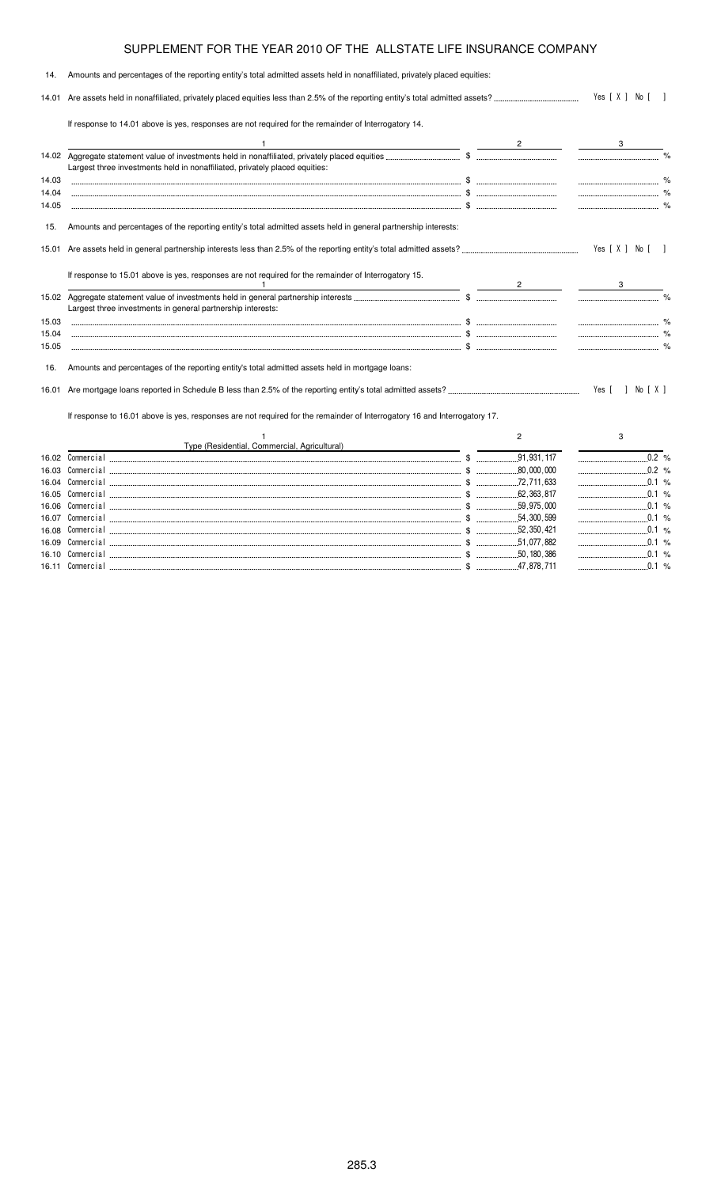# SUPPLEMENT FOR THE YEAR 2010 OF THE ALLSTATE LIFE INSURANCE COMPANY

14. Amounts and percentages of the reporting entity's total admitted assets held in nonaffiliated, privately placed equities:

14.01 Are assets held in nonaffiliated, privately placed equities less than 2.5% of the reporting entity's total admitted assets? Yes [ X ] No [ ]

If response to 14.01 above is yes, responses are not required for the remainder of Interrogatory 14.

| | 1 | 2 | 3 |
|---|---|---|---|
| 14.02 | Aggregate statement value of investments held in nonaffiliated, privately placed equities | $ | % |
| | Largest three investments held in nonaffiliated, privately placed equities: | | |
| 14.03 | | $ | % |
| 14.04 | | $ | % |
| 14.05 | | $ | % |

15. Amounts and percentages of the reporting entity's total admitted assets held in general partnership interests:

15.01 Are assets held in general partnership interests less than 2.5% of the reporting entity's total admitted assets? Yes [ X ] No [ ]

If response to 15.01 above is yes, responses are not required for the remainder of Interrogatory 15.

| | 1 | 2 | 3 |
|---|---|---|---|
| 15.02 | Aggregate statement value of investments held in general partnership interests | $ | % |
| | Largest three investments in general partnership interests: | | |
| 15.03 | | $ | % |
| 15.04 | | $ | % |
| 15.05 | | $ | % |

16. Amounts and percentages of the reporting entity's total admitted assets held in mortgage loans:

16.01 Are mortgage loans reported in Schedule B less than 2.5% of the reporting entity's total admitted assets? Yes [ ] No [ X ]

If response to 16.01 above is yes, responses are not required for the remainder of Interrogatory 16 and Interrogatory 17.

| | 1<br>Type (Residential, Commercial, Agricultural) | 2 | 3 |
|---|---|---|---|
| 16.02 | Commercial | $ 91,931,117 | 0.2 % |
| 16.03 | Commercial | $ 80,000,000 | 0.2 % |
| 16.04 | Commercial | $ 72,711,633 | 0.1 % |
| 16.05 | Commercial | $ 62,363,817 | 0.1 % |
| 16.06 | Commercial | $ 59,975,000 | 0.1 % |
| 16.07 | Commercial | $ 54,300,599 | 0.1 % |
| 16.08 | Commercial | $ 52,350,421 | 0.1 % |
| 16.09 | Commercial | $ 51,077,882 | 0.1 % |
| 16.10 | Commercial | $ 50,180,386 | 0.1 % |
| 16.11 | Commercial | $ 47,878,711 | 0.1 % |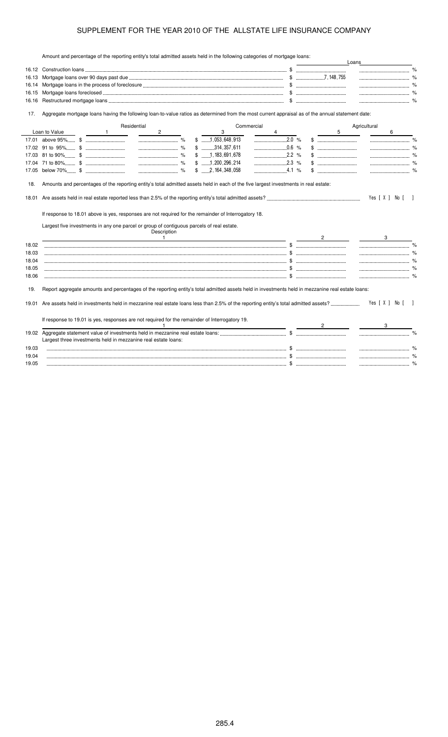## SUPPLEMENT FOR THE YEAR 2010 OF THE ALLSTATE LIFE INSURANCE COMPANY

Amount and percentage of the reporting entity's total admitted assets held in the following categories of mortgage loans:

| | | Loans | |
|---|---|---|---|
| 16.12 | Construction loans | $ | % |
| 16.13 | Mortgage loans over 90 days past due | $ 7,148,755 | % |
| 16.14 | Mortgage loans in the process of foreclosure | $ | % |
| 16.15 | Mortgage loans foreclosed | $ | % |
| 16.16 | Restructured mortgage loans | $ | % |

17. Aggregate mortgage loans having the following loan-to-value ratios as determined from the most current appraisal as of the annual statement date:

| Loan to Value | Residential 1 | Residential 2 | Commercial 3 | Commercial 4 | Agricultural 5 | Agricultural 6 |
|---|---|---|---|---|---|---|
| 17.01 above 95% | $ | % | $ 1,053,648,913 | 2.0 % | $ | % |
| 17.02 91 to 95% | $ | % | $ 314,357,611 | 0.6 % | $ | % |
| 17.03 81 to 90% | $ | % | $ 1,183,691,678 | 2.2 % | $ | % |
| 17.04 71 to 80% | $ | % | $ 1,200,296,214 | 2.3 % | $ | % |
| 17.05 below 70% | $ | % | $ 2,164,348,058 | 4.1 % | $ | % |

18. Amounts and percentages of the reporting entity's total admitted assets held in each of the five largest investments in real estate:

18.01 Are assets held in real estate reported less than 2.5% of the reporting entity's total admitted assets? Yes [ X ] No [ ]

If response to 18.01 above is yes, responses are not required for the remainder of Interrogatory 18.

Largest five investments in any one parcel or group of contiguous parcels of real estate.

| | Description 1 | 2 | 3 |
|---|---|---|---|
| 18.02 | | $ | % |
| 18.03 | | $ | % |
| 18.04 | | $ | % |
| 18.05 | | $ | % |
| 18.06 | | $ | % |

19. Report aggregate amounts and percentages of the reporting entity's total admitted assets held in investments held in mezzanine real estate loans:

19.01 Are assets held in investments held in mezzanine real estate loans less than 2.5% of the reporting entity's total admitted assets? Yes [ X ] No [ ]

If response to 19.01 is yes, responses are not required for the remainder of Interrogatory 19.

| | 1 | 2 | 3 |
|---|---|---|---|
| 19.02 | Aggregate statement value of investments held in mezzanine real estate loans: | $ | % |
| | Largest three investments held in mezzanine real estate loans: | | |
| 19.03 | | $ | % |
| 19.04 | | $ | % |
| 19.05 | | $ | % |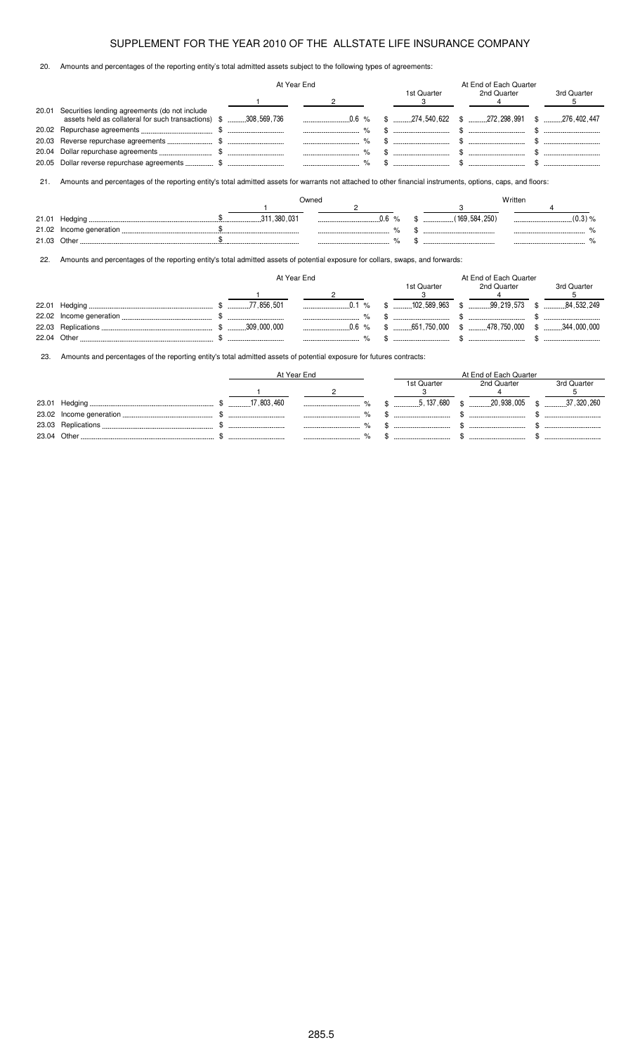# SUPPLEMENT FOR THE YEAR 2010 OF THE ALLSTATE LIFE INSURANCE COMPANY

20. Amounts and percentages of the reporting entity's total admitted assets subject to the following types of agreements:

| | At Year End 1 | At Year End 2 | At End of Each Quarter 1st Quarter 3 | 2nd Quarter 4 | 3rd Quarter 5 |
|---|---|---|---|---|---|
| 20.01 Securities lending agreements (do not include assets held as collateral for such transactions) | $ 308,569,736 | 0.6 % | $ 274,540,622 | $ 272,298,991 | $ 276,402,447 |
| 20.02 Repurchase agreements | $ | % | $ | $ | $ |
| 20.03 Reverse repurchase agreements | $ | % | $ | $ | $ |
| 20.04 Dollar repurchase agreements | $ | % | $ | $ | $ |
| 20.05 Dollar reverse repurchase agreements | $ | % | $ | $ | $ |

21. Amounts and percentages of the reporting entity's total admitted assets for warrants not attached to other financial instruments, options, caps, and floors:

| | Owned 1 | Owned 2 | Written 3 | Written 4 |
|---|---|---|---|---|
| 21.01 Hedging | $ 311,380,031 | 0.6 % | $ (169,584,250) | (0.3) % |
| 21.02 Income generation | $ | % | $ | % |
| 21.03 Other | $ | % | $ | % |

22. Amounts and percentages of the reporting entity's total admitted assets of potential exposure for collars, swaps, and forwards:

| | At Year End 1 | At Year End 2 | At End of Each Quarter 1st Quarter 3 | 2nd Quarter 4 | 3rd Quarter 5 |
|---|---|---|---|---|---|
| 22.01 Hedging | $ 77,856,501 | 0.1 % | $ 102,589,963 | $ 99,219,573 | $ 84,532,249 |
| 22.02 Income generation | $ | % | $ | $ | $ |
| 22.03 Replications | $ 309,000,000 | 0.6 % | $ 651,750,000 | $ 478,750,000 | $ 344,000,000 |
| 22.04 Other | $ | % | $ | $ | $ |

23. Amounts and percentages of the reporting entity's total admitted assets of potential exposure for futures contracts:

| | At Year End 1 | At Year End 2 | At End of Each Quarter 1st Quarter 3 | 2nd Quarter 4 | 3rd Quarter 5 |
|---|---|---|---|---|---|
| 23.01 Hedging | $ 17,803,460 | % | $ 5,137,680 | $ 20,938,005 | $ 37,320,260 |
| 23.02 Income generation | $ | % | $ | $ | $ |
| 23.03 Replications | $ | % | $ | $ | $ |
| 23.04 Other | $ | % | $ | $ | $ |